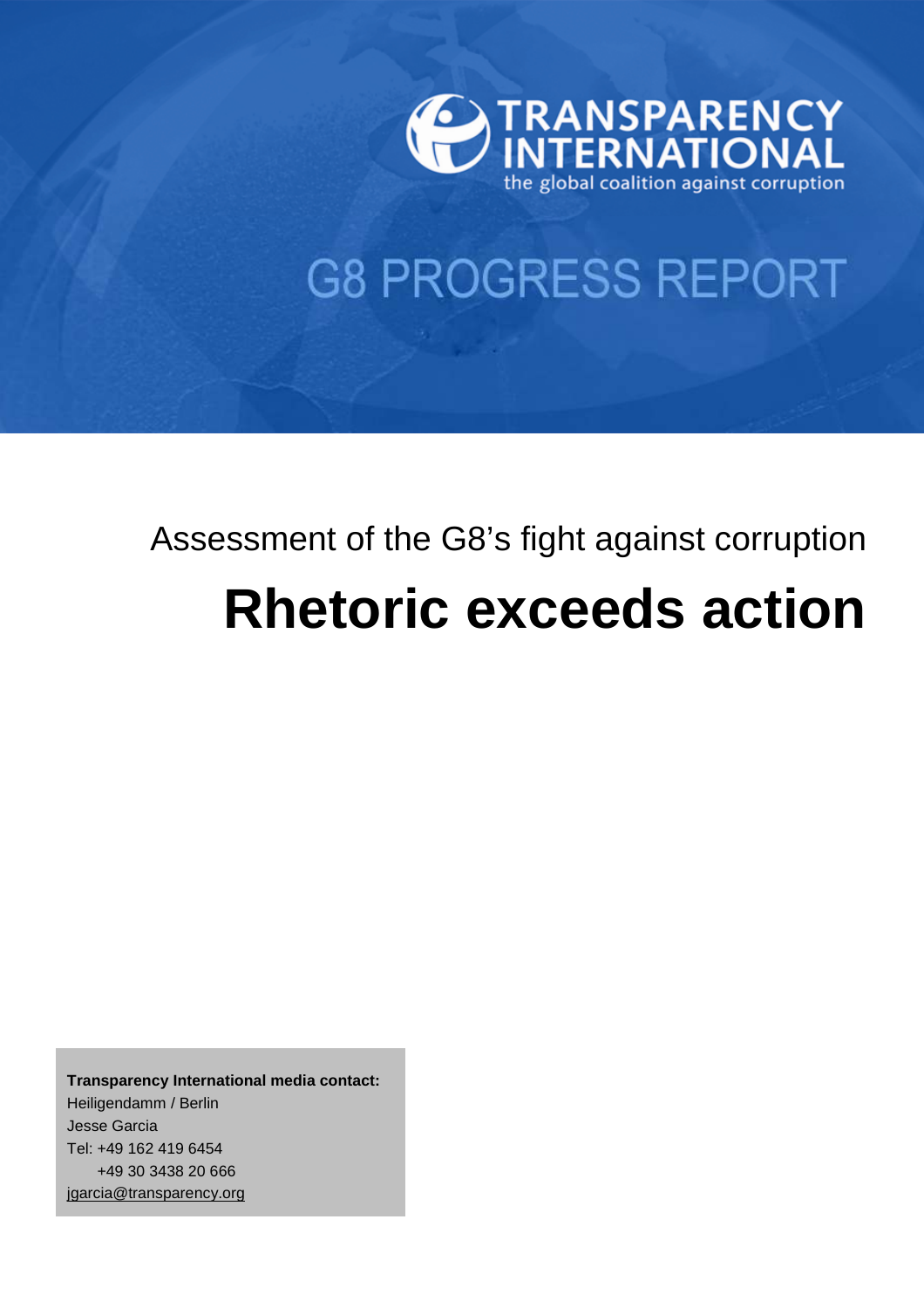TRANSPARENCY INTERNATIONAL
the global coalition against corruption

# G8 PROGRESS REPORT

## Assessment of the G8's fight against corruption

# Rhetoric exceeds action

**Transparency International media contact:**
Heiligendamm / Berlin
Jesse Garcia
Tel: +49 162 419 6454
+49 30 3438 20 666
jgarcia@transparency.org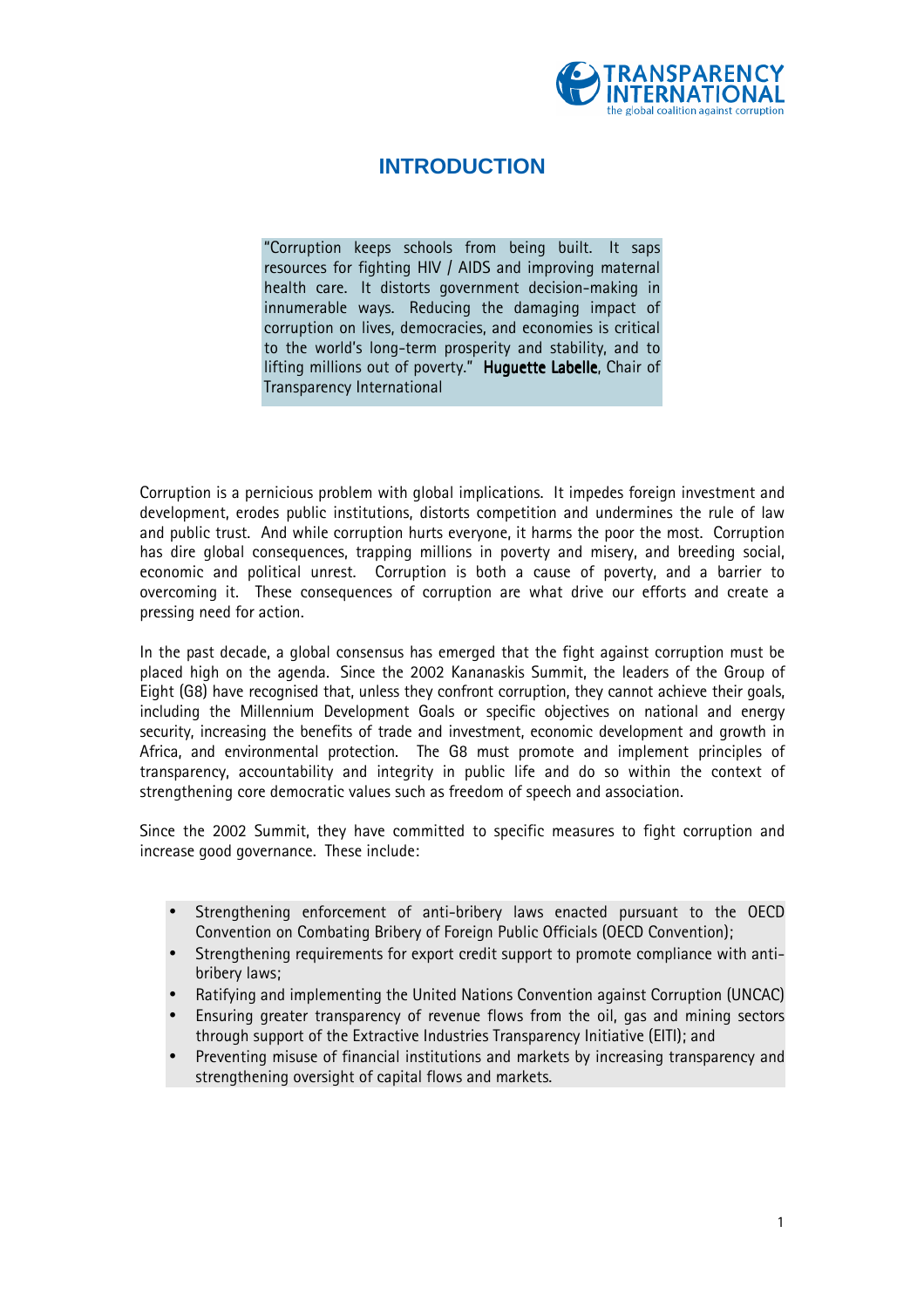# INTRODUCTION

> "Corruption keeps schools from being built. It saps resources for fighting HIV / AIDS and improving maternal health care. It distorts government decision-making in innumerable ways. Reducing the damaging impact of corruption on lives, democracies, and economies is critical to the world's long-term prosperity and stability, and to lifting millions out of poverty." **Huguette Labelle**, Chair of Transparency International

Corruption is a pernicious problem with global implications. It impedes foreign investment and development, erodes public institutions, distorts competition and undermines the rule of law and public trust. And while corruption hurts everyone, it harms the poor the most. Corruption has dire global consequences, trapping millions in poverty and misery, and breeding social, economic and political unrest. Corruption is both a cause of poverty, and a barrier to overcoming it. These consequences of corruption are what drive our efforts and create a pressing need for action.

In the past decade, a global consensus has emerged that the fight against corruption must be placed high on the agenda. Since the 2002 Kananaskis Summit, the leaders of the Group of Eight (G8) have recognised that, unless they confront corruption, they cannot achieve their goals, including the Millennium Development Goals or specific objectives on national and energy security, increasing the benefits of trade and investment, economic development and growth in Africa, and environmental protection. The G8 must promote and implement principles of transparency, accountability and integrity in public life and do so within the context of strengthening core democratic values such as freedom of speech and association.

Since the 2002 Summit, they have committed to specific measures to fight corruption and increase good governance. These include:

- Strengthening enforcement of anti-bribery laws enacted pursuant to the OECD Convention on Combating Bribery of Foreign Public Officials (OECD Convention);
- Strengthening requirements for export credit support to promote compliance with anti-bribery laws;
- Ratifying and implementing the United Nations Convention against Corruption (UNCAC)
- Ensuring greater transparency of revenue flows from the oil, gas and mining sectors through support of the Extractive Industries Transparency Initiative (EITI); and
- Preventing misuse of financial institutions and markets by increasing transparency and strengthening oversight of capital flows and markets.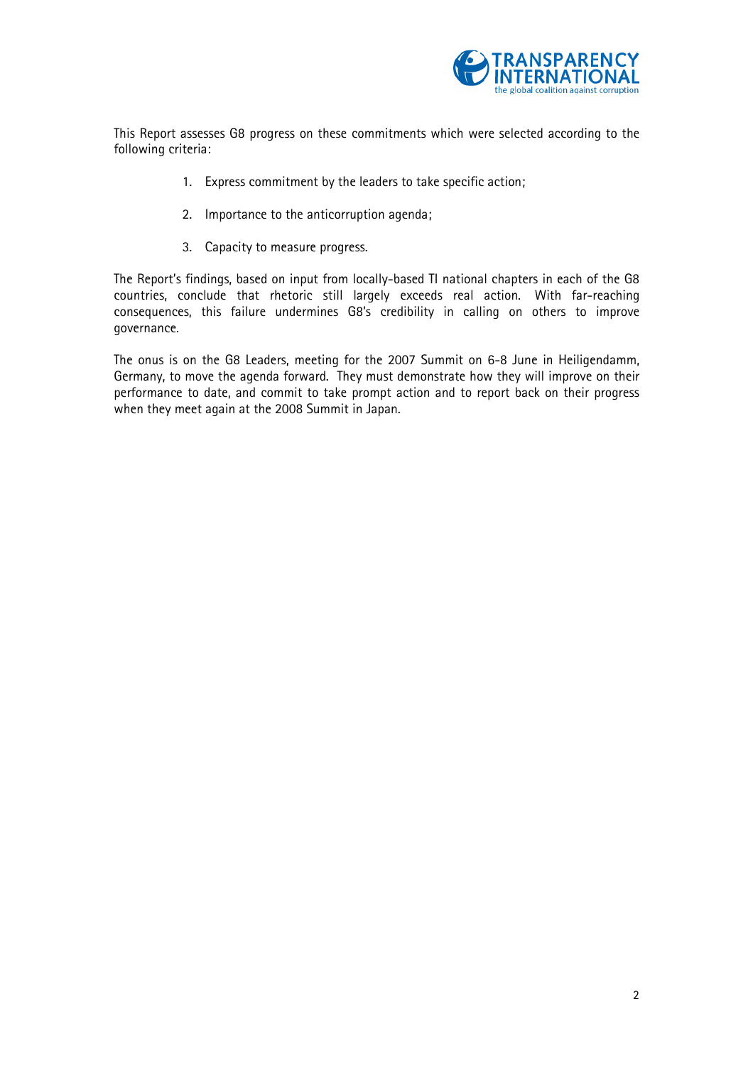This Report assesses G8 progress on these commitments which were selected according to the following criteria:

1. Express commitment by the leaders to take specific action;
2. Importance to the anticorruption agenda;
3. Capacity to measure progress.

The Report's findings, based on input from locally-based TI national chapters in each of the G8 countries, conclude that rhetoric still largely exceeds real action. With far-reaching consequences, this failure undermines G8's credibility in calling on others to improve governance.

The onus is on the G8 Leaders, meeting for the 2007 Summit on 6-8 June in Heiligendamm, Germany, to move the agenda forward. They must demonstrate how they will improve on their performance to date, and commit to take prompt action and to report back on their progress when they meet again at the 2008 Summit in Japan.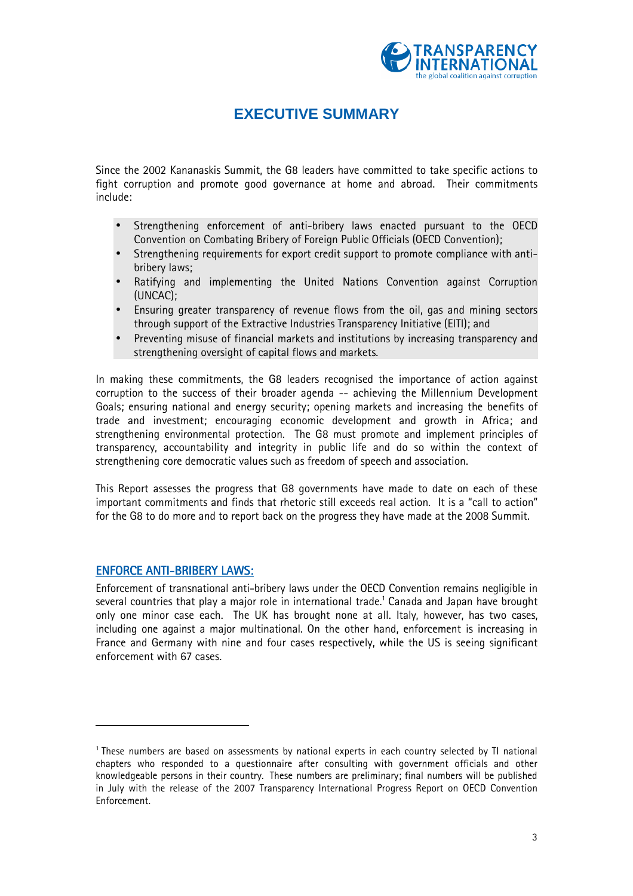# EXECUTIVE SUMMARY

Since the 2002 Kananaskis Summit, the G8 leaders have committed to take specific actions to fight corruption and promote good governance at home and abroad. Their commitments include:

- Strengthening enforcement of anti-bribery laws enacted pursuant to the OECD Convention on Combating Bribery of Foreign Public Officials (OECD Convention);
- Strengthening requirements for export credit support to promote compliance with anti-bribery laws;
- Ratifying and implementing the United Nations Convention against Corruption (UNCAC);
- Ensuring greater transparency of revenue flows from the oil, gas and mining sectors through support of the Extractive Industries Transparency Initiative (EITI); and
- Preventing misuse of financial markets and institutions by increasing transparency and strengthening oversight of capital flows and markets.

In making these commitments, the G8 leaders recognised the importance of action against corruption to the success of their broader agenda -- achieving the Millennium Development Goals; ensuring national and energy security; opening markets and increasing the benefits of trade and investment; encouraging economic development and growth in Africa; and strengthening environmental protection. The G8 must promote and implement principles of transparency, accountability and integrity in public life and do so within the context of strengthening core democratic values such as freedom of speech and association.

This Report assesses the progress that G8 governments have made to date on each of these important commitments and finds that rhetoric still exceeds real action. It is a "call to action" for the G8 to do more and to report back on the progress they have made at the 2008 Summit.

## ENFORCE ANTI-BRIBERY LAWS:

Enforcement of transnational anti-bribery laws under the OECD Convention remains negligible in several countries that play a major role in international trade.[1] Canada and Japan have brought only one minor case each. The UK has brought none at all. Italy, however, has two cases, including one against a major multinational. On the other hand, enforcement is increasing in France and Germany with nine and four cases respectively, while the US is seeing significant enforcement with 67 cases.

---

[1] These numbers are based on assessments by national experts in each country selected by TI national chapters who responded to a questionnaire after consulting with government officials and other knowledgeable persons in their country. These numbers are preliminary; final numbers will be published in July with the release of the 2007 Transparency International Progress Report on OECD Convention Enforcement.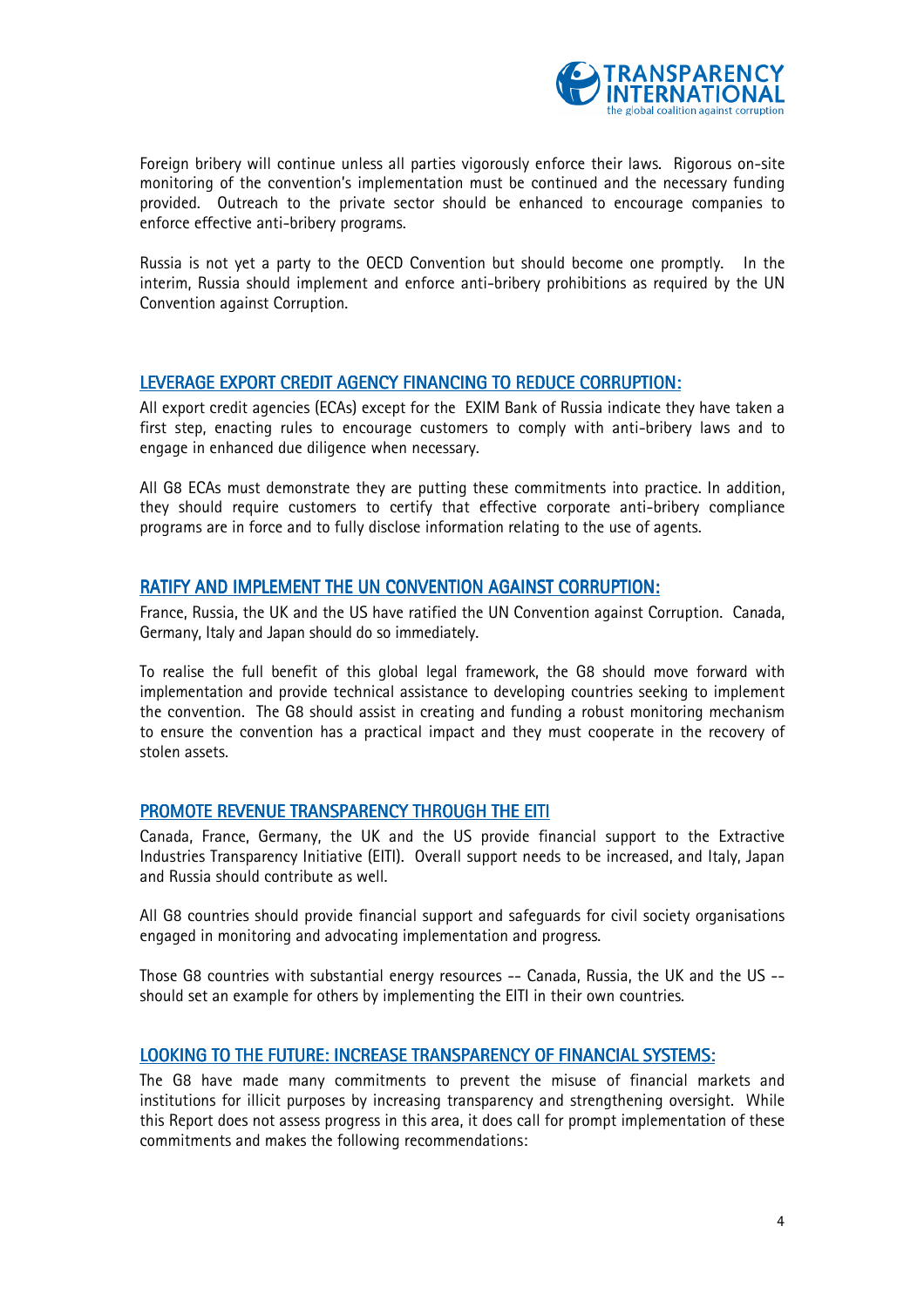Foreign bribery will continue unless all parties vigorously enforce their laws. Rigorous on-site monitoring of the convention's implementation must be continued and the necessary funding provided. Outreach to the private sector should be enhanced to encourage companies to enforce effective anti-bribery programs.

Russia is not yet a party to the OECD Convention but should become one promptly. In the interim, Russia should implement and enforce anti-bribery prohibitions as required by the UN Convention against Corruption.

## LEVERAGE EXPORT CREDIT AGENCY FINANCING TO REDUCE CORRUPTION:

All export credit agencies (ECAs) except for the EXIM Bank of Russia indicate they have taken a first step, enacting rules to encourage customers to comply with anti-bribery laws and to engage in enhanced due diligence when necessary.

All G8 ECAs must demonstrate they are putting these commitments into practice. In addition, they should require customers to certify that effective corporate anti-bribery compliance programs are in force and to fully disclose information relating to the use of agents.

## RATIFY AND IMPLEMENT THE UN CONVENTION AGAINST CORRUPTION:

France, Russia, the UK and the US have ratified the UN Convention against Corruption. Canada, Germany, Italy and Japan should do so immediately.

To realise the full benefit of this global legal framework, the G8 should move forward with implementation and provide technical assistance to developing countries seeking to implement the convention. The G8 should assist in creating and funding a robust monitoring mechanism to ensure the convention has a practical impact and they must cooperate in the recovery of stolen assets.

## PROMOTE REVENUE TRANSPARENCY THROUGH THE EITI

Canada, France, Germany, the UK and the US provide financial support to the Extractive Industries Transparency Initiative (EITI). Overall support needs to be increased, and Italy, Japan and Russia should contribute as well.

All G8 countries should provide financial support and safeguards for civil society organisations engaged in monitoring and advocating implementation and progress.

Those G8 countries with substantial energy resources -- Canada, Russia, the UK and the US -- should set an example for others by implementing the EITI in their own countries.

## LOOKING TO THE FUTURE: INCREASE TRANSPARENCY OF FINANCIAL SYSTEMS:

The G8 have made many commitments to prevent the misuse of financial markets and institutions for illicit purposes by increasing transparency and strengthening oversight. While this Report does not assess progress in this area, it does call for prompt implementation of these commitments and makes the following recommendations: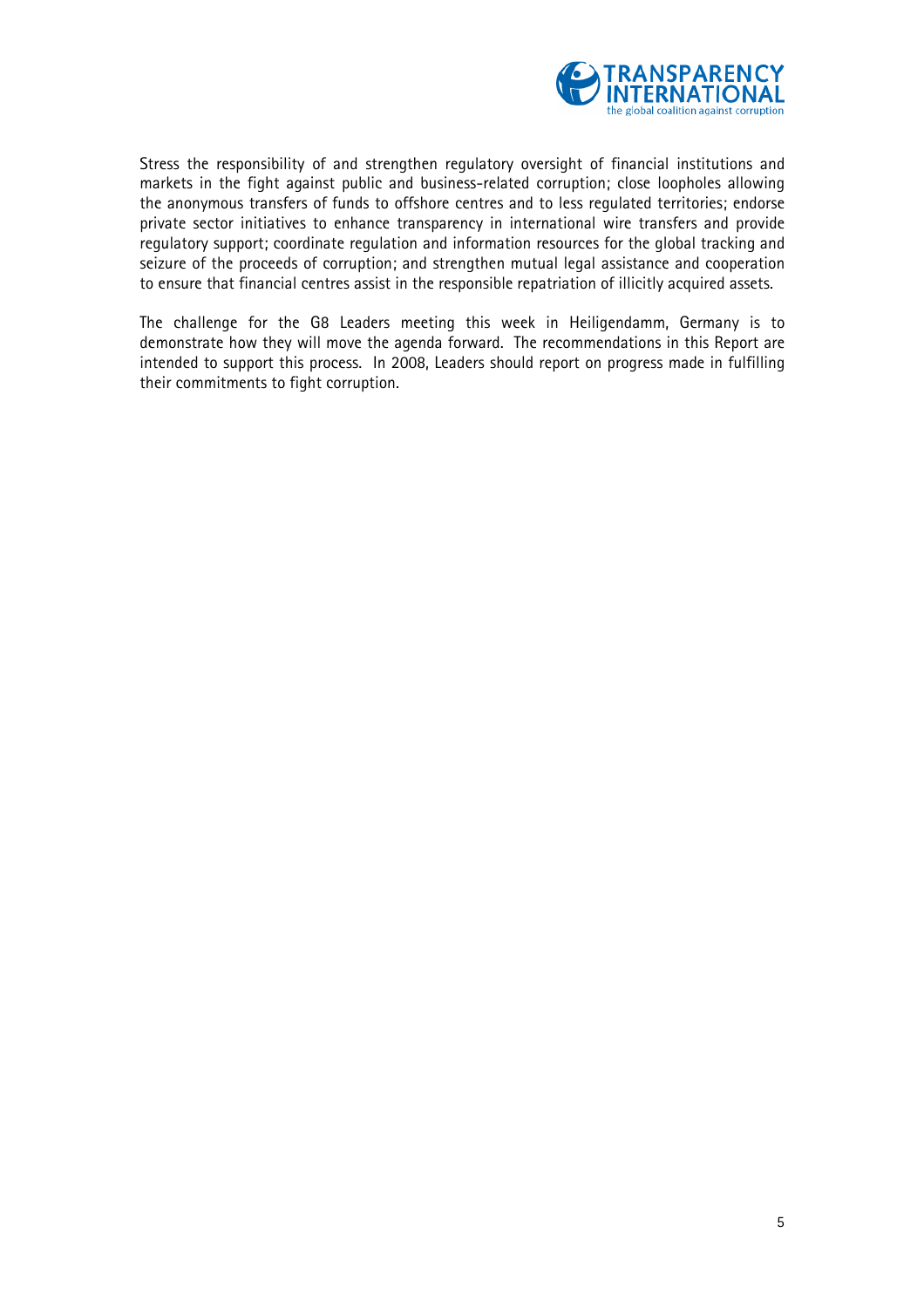Stress the responsibility of and strengthen regulatory oversight of financial institutions and markets in the fight against public and business-related corruption; close loopholes allowing the anonymous transfers of funds to offshore centres and to less regulated territories; endorse private sector initiatives to enhance transparency in international wire transfers and provide regulatory support; coordinate regulation and information resources for the global tracking and seizure of the proceeds of corruption; and strengthen mutual legal assistance and cooperation to ensure that financial centres assist in the responsible repatriation of illicitly acquired assets.

The challenge for the G8 Leaders meeting this week in Heiligendamm, Germany is to demonstrate how they will move the agenda forward. The recommendations in this Report are intended to support this process. In 2008, Leaders should report on progress made in fulfilling their commitments to fight corruption.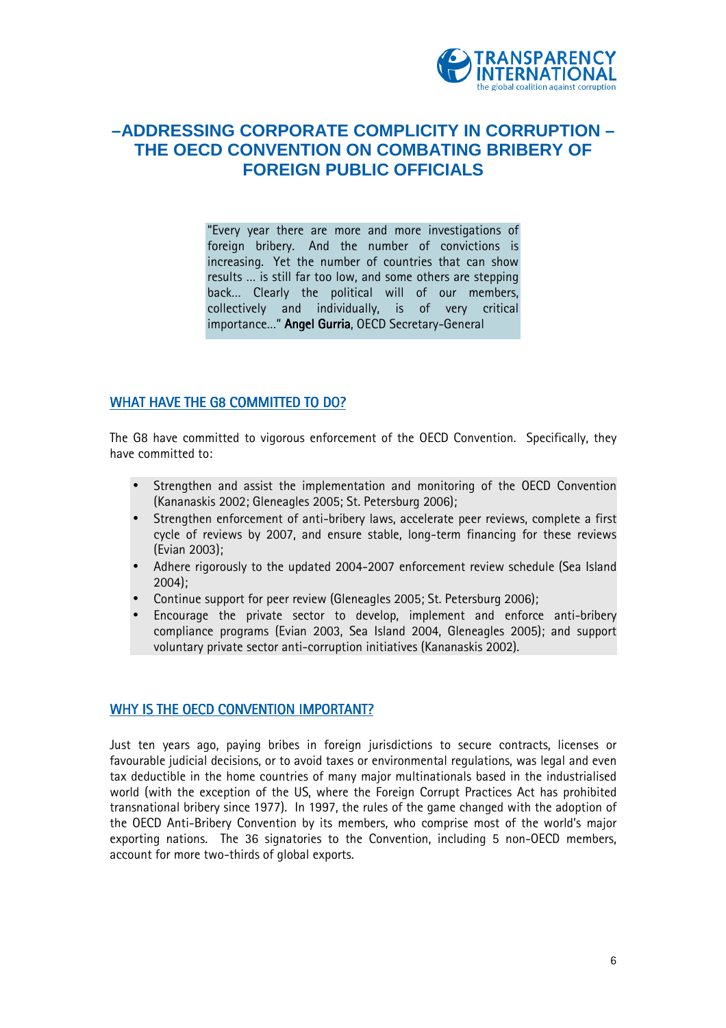# –ADDRESSING CORPORATE COMPLICITY IN CORRUPTION – THE OECD CONVENTION ON COMBATING BRIBERY OF FOREIGN PUBLIC OFFICIALS

> "Every year there are more and more investigations of foreign bribery. And the number of convictions is increasing. Yet the number of countries that can show results ... is still far too low, and some others are stepping back... Clearly the political will of our members, collectively and individually, is of very critical importance..." **Angel Gurria**, OECD Secretary-General

## WHAT HAVE THE G8 COMMITTED TO DO?

The G8 have committed to vigorous enforcement of the OECD Convention. Specifically, they have committed to:

- Strengthen and assist the implementation and monitoring of the OECD Convention (Kananaskis 2002; Gleneagles 2005; St. Petersburg 2006);
- Strengthen enforcement of anti-bribery laws, accelerate peer reviews, complete a first cycle of reviews by 2007, and ensure stable, long-term financing for these reviews (Evian 2003);
- Adhere rigorously to the updated 2004-2007 enforcement review schedule (Sea Island 2004);
- Continue support for peer review (Gleneagles 2005; St. Petersburg 2006);
- Encourage the private sector to develop, implement and enforce anti-bribery compliance programs (Evian 2003, Sea Island 2004, Gleneagles 2005); and support voluntary private sector anti-corruption initiatives (Kananaskis 2002).

## WHY IS THE OECD CONVENTION IMPORTANT?

Just ten years ago, paying bribes in foreign jurisdictions to secure contracts, licenses or favourable judicial decisions, or to avoid taxes or environmental regulations, was legal and even tax deductible in the home countries of many major multinationals based in the industrialised world (with the exception of the US, where the Foreign Corrupt Practices Act has prohibited transnational bribery since 1977). In 1997, the rules of the game changed with the adoption of the OECD Anti-Bribery Convention by its members, who comprise most of the world's major exporting nations. The 36 signatories to the Convention, including 5 non-OECD members, account for more two-thirds of global exports.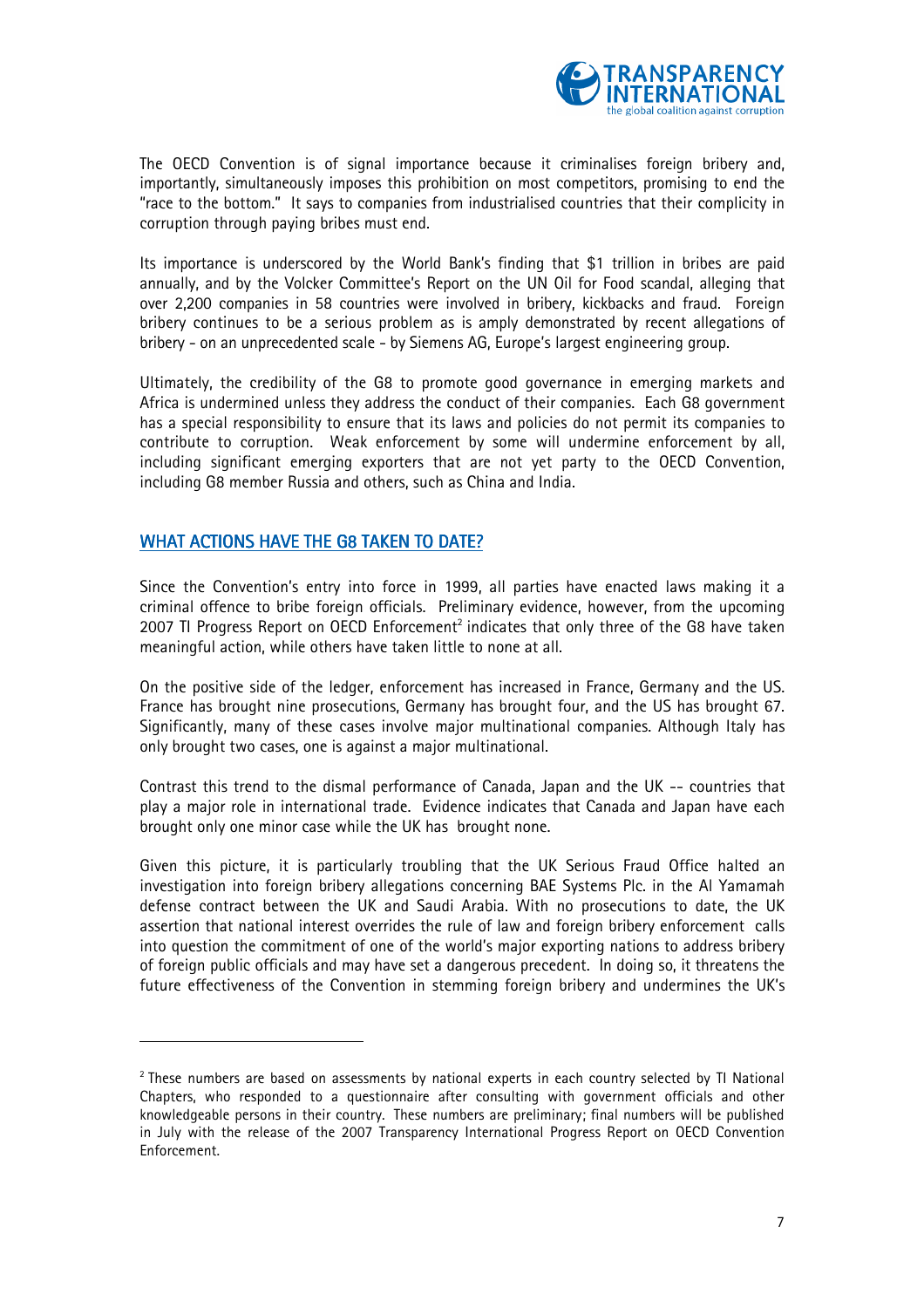The OECD Convention is of signal importance because it criminalises foreign bribery and, importantly, simultaneously imposes this prohibition on most competitors, promising to end the "race to the bottom." It says to companies from industrialised countries that their complicity in corruption through paying bribes must end.

Its importance is underscored by the World Bank's finding that $1 trillion in bribes are paid annually, and by the Volcker Committee's Report on the UN Oil for Food scandal, alleging that over 2,200 companies in 58 countries were involved in bribery, kickbacks and fraud. Foreign bribery continues to be a serious problem as is amply demonstrated by recent allegations of bribery - on an unprecedented scale - by Siemens AG, Europe's largest engineering group.

Ultimately, the credibility of the G8 to promote good governance in emerging markets and Africa is undermined unless they address the conduct of their companies. Each G8 government has a special responsibility to ensure that its laws and policies do not permit its companies to contribute to corruption. Weak enforcement by some will undermine enforcement by all, including significant emerging exporters that are not yet party to the OECD Convention, including G8 member Russia and others, such as China and India.

## WHAT ACTIONS HAVE THE G8 TAKEN TO DATE?

Since the Convention's entry into force in 1999, all parties have enacted laws making it a criminal offence to bribe foreign officials. Preliminary evidence, however, from the upcoming 2007 TI Progress Report on OECD Enforcement[2] indicates that only three of the G8 have taken meaningful action, while others have taken little to none at all.

On the positive side of the ledger, enforcement has increased in France, Germany and the US. France has brought nine prosecutions, Germany has brought four, and the US has brought 67. Significantly, many of these cases involve major multinational companies. Although Italy has only brought two cases, one is against a major multinational.

Contrast this trend to the dismal performance of Canada, Japan and the UK -- countries that play a major role in international trade. Evidence indicates that Canada and Japan have each brought only one minor case while the UK has brought none.

Given this picture, it is particularly troubling that the UK Serious Fraud Office halted an investigation into foreign bribery allegations concerning BAE Systems Plc. in the Al Yamamah defense contract between the UK and Saudi Arabia. With no prosecutions to date, the UK assertion that national interest overrides the rule of law and foreign bribery enforcement calls into question the commitment of one of the world's major exporting nations to address bribery of foreign public officials and may have set a dangerous precedent. In doing so, it threatens the future effectiveness of the Convention in stemming foreign bribery and undermines the UK's

[2] These numbers are based on assessments by national experts in each country selected by TI National Chapters, who responded to a questionnaire after consulting with government officials and other knowledgeable persons in their country. These numbers are preliminary; final numbers will be published in July with the release of the 2007 Transparency International Progress Report on OECD Convention Enforcement.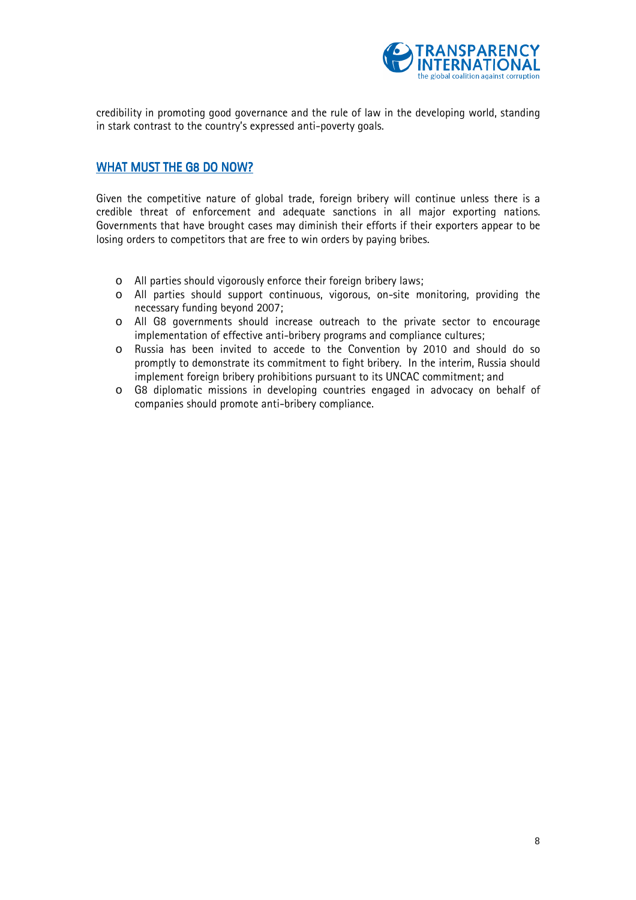credibility in promoting good governance and the rule of law in the developing world, standing in stark contrast to the country's expressed anti-poverty goals.

## WHAT MUST THE G8 DO NOW?

Given the competitive nature of global trade, foreign bribery will continue unless there is a credible threat of enforcement and adequate sanctions in all major exporting nations. Governments that have brought cases may diminish their efforts if their exporters appear to be losing orders to competitors that are free to win orders by paying bribes.

- All parties should vigorously enforce their foreign bribery laws;
- All parties should support continuous, vigorous, on-site monitoring, providing the necessary funding beyond 2007;
- All G8 governments should increase outreach to the private sector to encourage implementation of effective anti-bribery programs and compliance cultures;
- Russia has been invited to accede to the Convention by 2010 and should do so promptly to demonstrate its commitment to fight bribery. In the interim, Russia should implement foreign bribery prohibitions pursuant to its UNCAC commitment; and
- G8 diplomatic missions in developing countries engaged in advocacy on behalf of companies should promote anti-bribery compliance.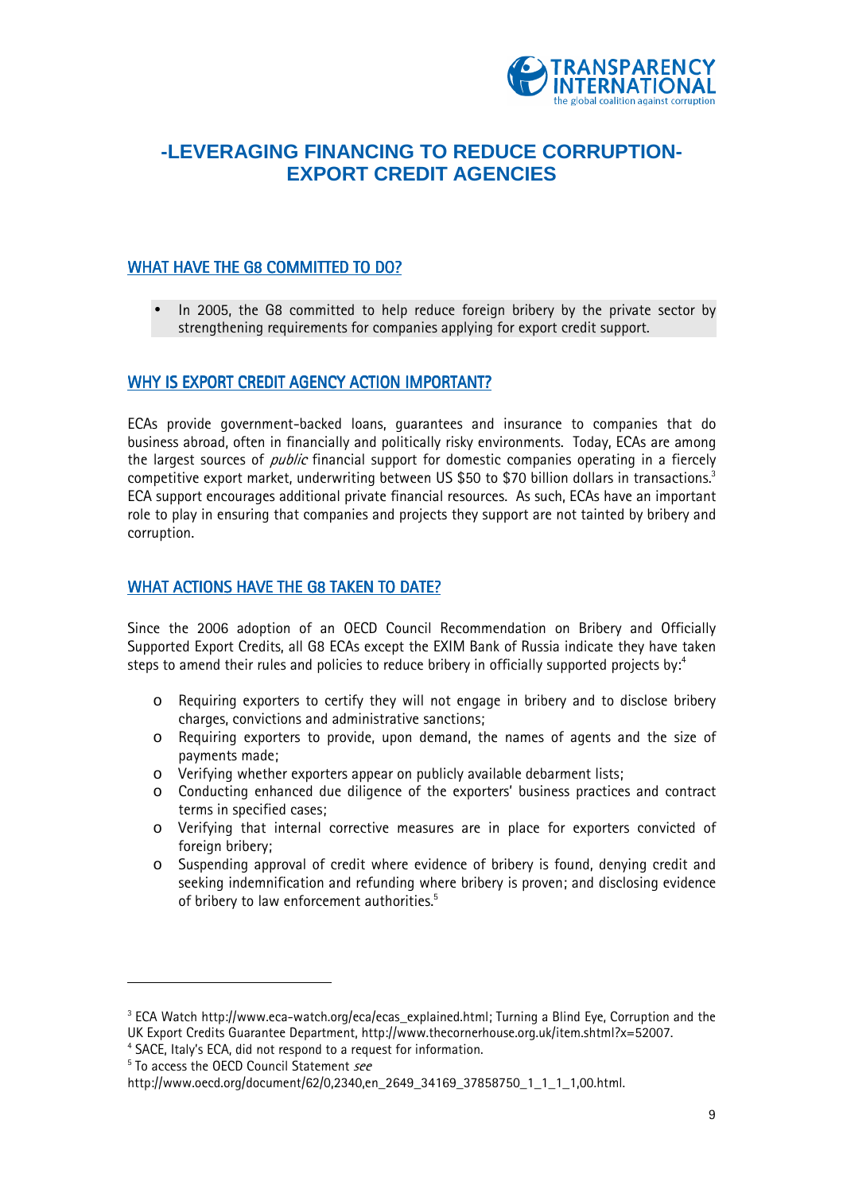# -LEVERAGING FINANCING TO REDUCE CORRUPTION- EXPORT CREDIT AGENCIES

## WHAT HAVE THE G8 COMMITTED TO DO?

- In 2005, the G8 committed to help reduce foreign bribery by the private sector by strengthening requirements for companies applying for export credit support.

## WHY IS EXPORT CREDIT AGENCY ACTION IMPORTANT?

ECAs provide government-backed loans, guarantees and insurance to companies that do business abroad, often in financially and politically risky environments. Today, ECAs are among the largest sources of *public* financial support for domestic companies operating in a fiercely competitive export market, underwriting between US $50 to $70 billion dollars in transactions.[3] ECA support encourages additional private financial resources. As such, ECAs have an important role to play in ensuring that companies and projects they support are not tainted by bribery and corruption.

## WHAT ACTIONS HAVE THE G8 TAKEN TO DATE?

Since the 2006 adoption of an OECD Council Recommendation on Bribery and Officially Supported Export Credits, all G8 ECAs except the EXIM Bank of Russia indicate they have taken steps to amend their rules and policies to reduce bribery in officially supported projects by:[4]

- Requiring exporters to certify they will not engage in bribery and to disclose bribery charges, convictions and administrative sanctions;
- Requiring exporters to provide, upon demand, the names of agents and the size of payments made;
- Verifying whether exporters appear on publicly available debarment lists;
- Conducting enhanced due diligence of the exporters' business practices and contract terms in specified cases;
- Verifying that internal corrective measures are in place for exporters convicted of foreign bribery;
- Suspending approval of credit where evidence of bribery is found, denying credit and seeking indemnification and refunding where bribery is proven; and disclosing evidence of bribery to law enforcement authorities.[5]

---

[3] ECA Watch http://www.eca-watch.org/eca/ecas_explained.html; Turning a Blind Eye, Corruption and the UK Export Credits Guarantee Department, http://www.thecornerhouse.org.uk/item.shtml?x=52007.

[4] SACE, Italy's ECA, did not respond to a request for information.

[5] To access the OECD Council Statement *see* http://www.oecd.org/document/62/0,2340,en_2649_34169_37858750_1_1_1_1,00.html.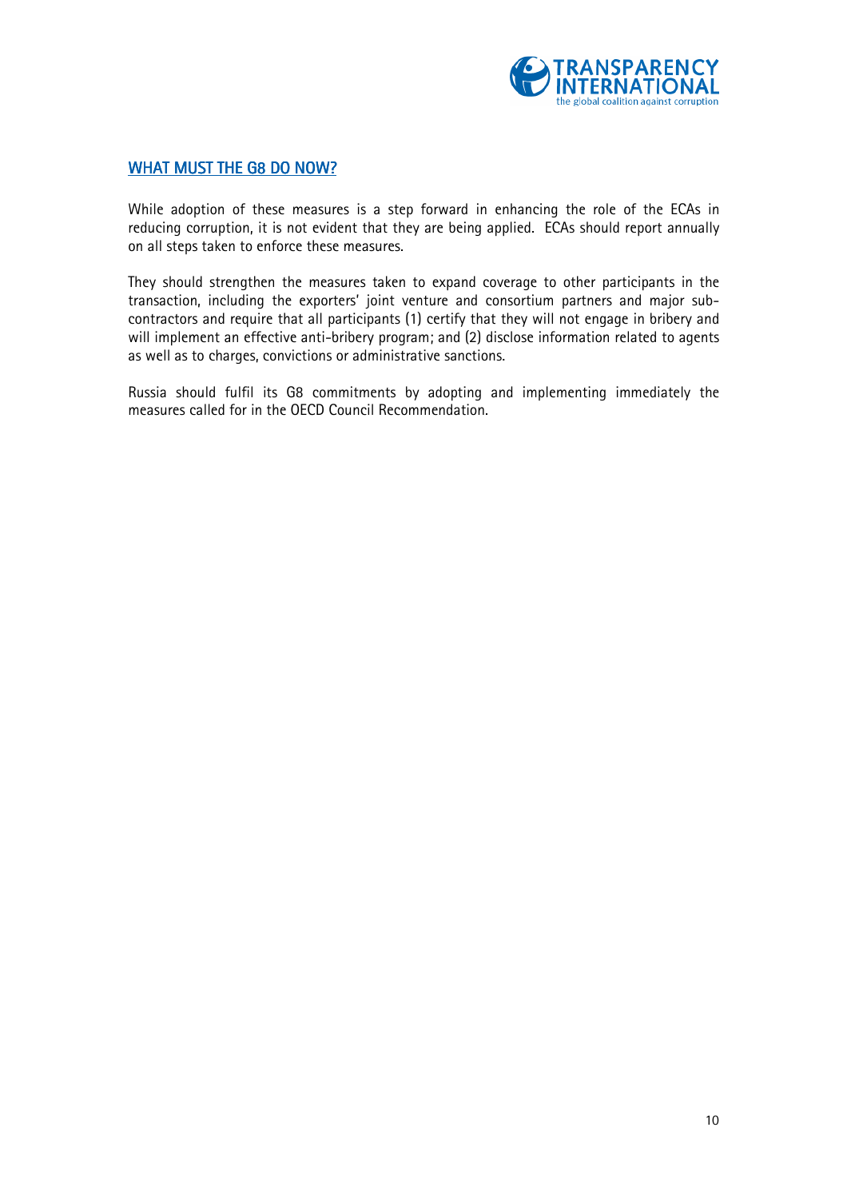## WHAT MUST THE G8 DO NOW?

While adoption of these measures is a step forward in enhancing the role of the ECAs in reducing corruption, it is not evident that they are being applied. ECAs should report annually on all steps taken to enforce these measures.

They should strengthen the measures taken to expand coverage to other participants in the transaction, including the exporters' joint venture and consortium partners and major sub-contractors and require that all participants (1) certify that they will not engage in bribery and will implement an effective anti-bribery program; and (2) disclose information related to agents as well as to charges, convictions or administrative sanctions.

Russia should fulfil its G8 commitments by adopting and implementing immediately the measures called for in the OECD Council Recommendation.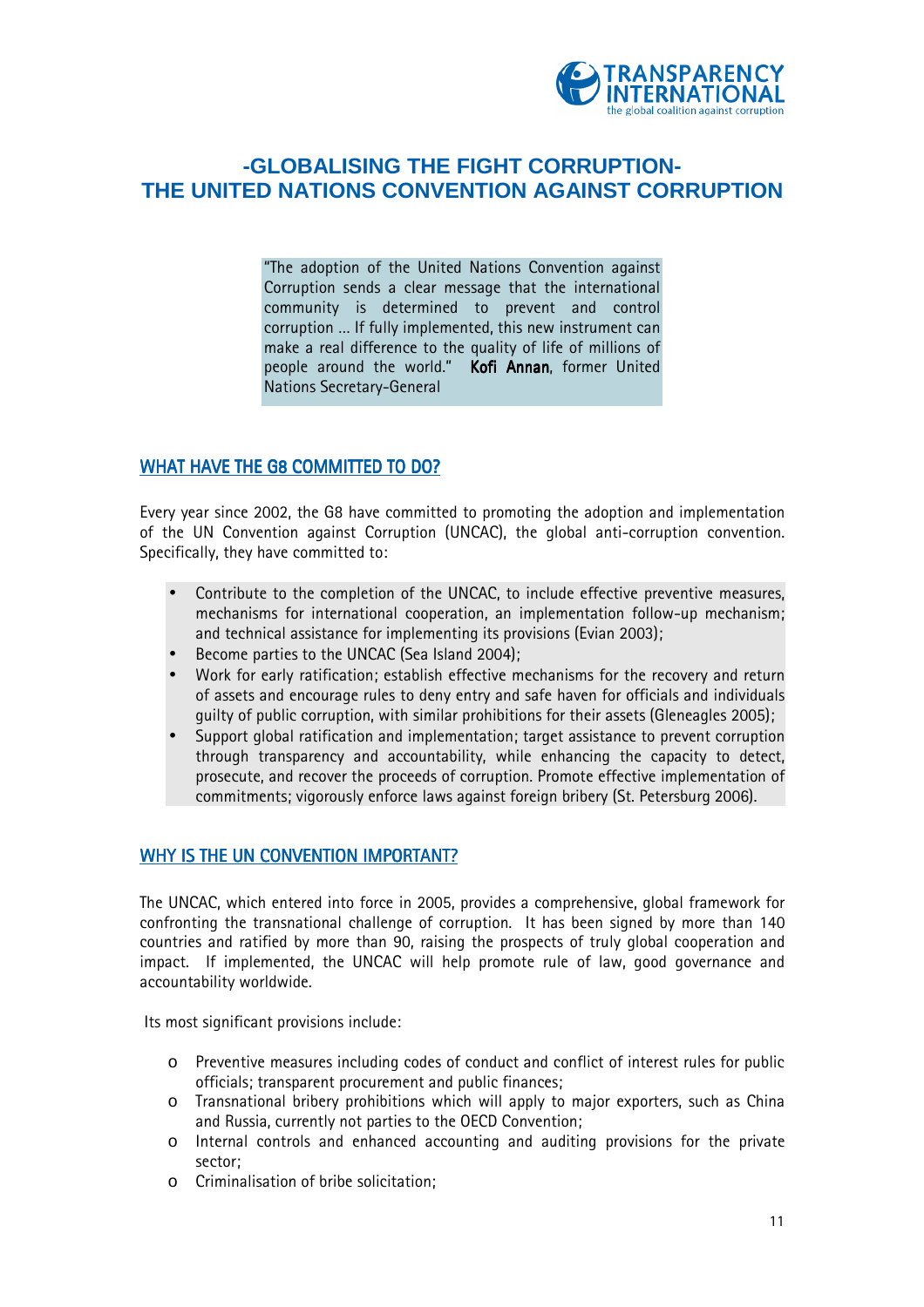# -GLOBALISING THE FIGHT CORRUPTION-
# THE UNITED NATIONS CONVENTION AGAINST CORRUPTION

> "The adoption of the United Nations Convention against Corruption sends a clear message that the international community is determined to prevent and control corruption ... If fully implemented, this new instrument can make a real difference to the quality of life of millions of people around the world." **Kofi Annan**, former United Nations Secretary-General

## WHAT HAVE THE G8 COMMITTED TO DO?

Every year since 2002, the G8 have committed to promoting the adoption and implementation of the UN Convention against Corruption (UNCAC), the global anti-corruption convention. Specifically, they have committed to:

- Contribute to the completion of the UNCAC, to include effective preventive measures, mechanisms for international cooperation, an implementation follow-up mechanism; and technical assistance for implementing its provisions (Evian 2003);
- Become parties to the UNCAC (Sea Island 2004);
- Work for early ratification; establish effective mechanisms for the recovery and return of assets and encourage rules to deny entry and safe haven for officials and individuals guilty of public corruption, with similar prohibitions for their assets (Gleneagles 2005);
- Support global ratification and implementation; target assistance to prevent corruption through transparency and accountability, while enhancing the capacity to detect, prosecute, and recover the proceeds of corruption. Promote effective implementation of commitments; vigorously enforce laws against foreign bribery (St. Petersburg 2006).

## WHY IS THE UN CONVENTION IMPORTANT?

The UNCAC, which entered into force in 2005, provides a comprehensive, global framework for confronting the transnational challenge of corruption. It has been signed by more than 140 countries and ratified by more than 90, raising the prospects of truly global cooperation and impact. If implemented, the UNCAC will help promote rule of law, good governance and accountability worldwide.

Its most significant provisions include:

- Preventive measures including codes of conduct and conflict of interest rules for public officials; transparent procurement and public finances;
- Transnational bribery prohibitions which will apply to major exporters, such as China and Russia, currently not parties to the OECD Convention;
- Internal controls and enhanced accounting and auditing provisions for the private sector;
- Criminalisation of bribe solicitation;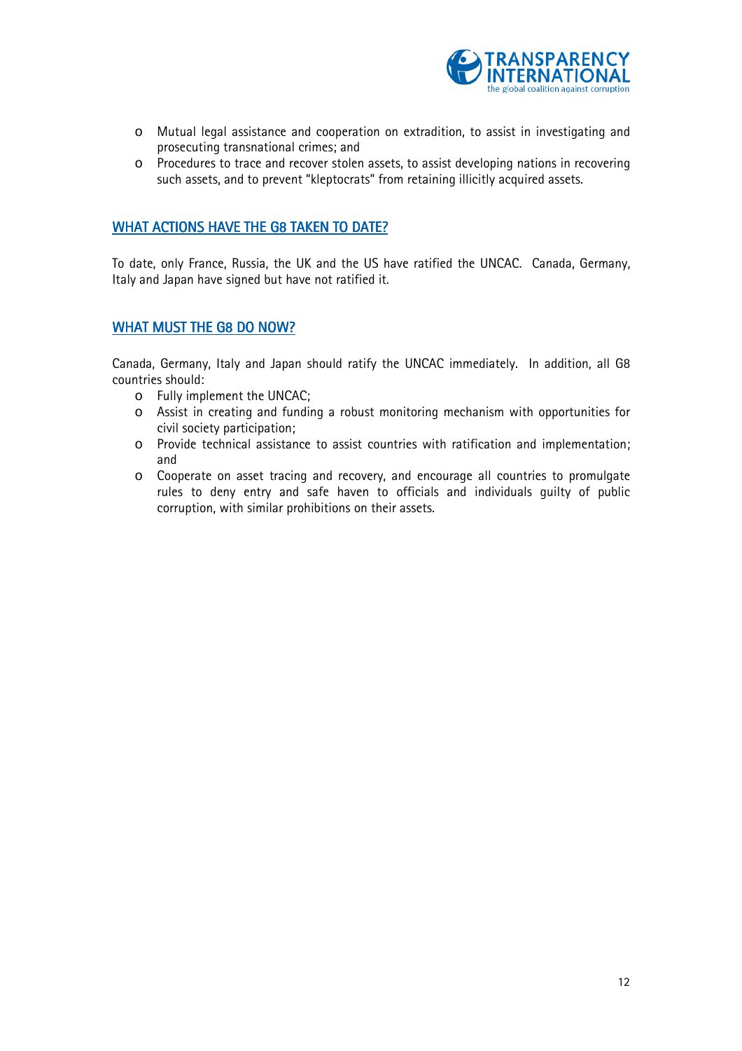- Mutual legal assistance and cooperation on extradition, to assist in investigating and prosecuting transnational crimes; and
- Procedures to trace and recover stolen assets, to assist developing nations in recovering such assets, and to prevent "kleptocrats" from retaining illicitly acquired assets.

## WHAT ACTIONS HAVE THE G8 TAKEN TO DATE?

To date, only France, Russia, the UK and the US have ratified the UNCAC. Canada, Germany, Italy and Japan have signed but have not ratified it.

## WHAT MUST THE G8 DO NOW?

Canada, Germany, Italy and Japan should ratify the UNCAC immediately. In addition, all G8 countries should:

- Fully implement the UNCAC;
- Assist in creating and funding a robust monitoring mechanism with opportunities for civil society participation;
- Provide technical assistance to assist countries with ratification and implementation; and
- Cooperate on asset tracing and recovery, and encourage all countries to promulgate rules to deny entry and safe haven to officials and individuals guilty of public corruption, with similar prohibitions on their assets.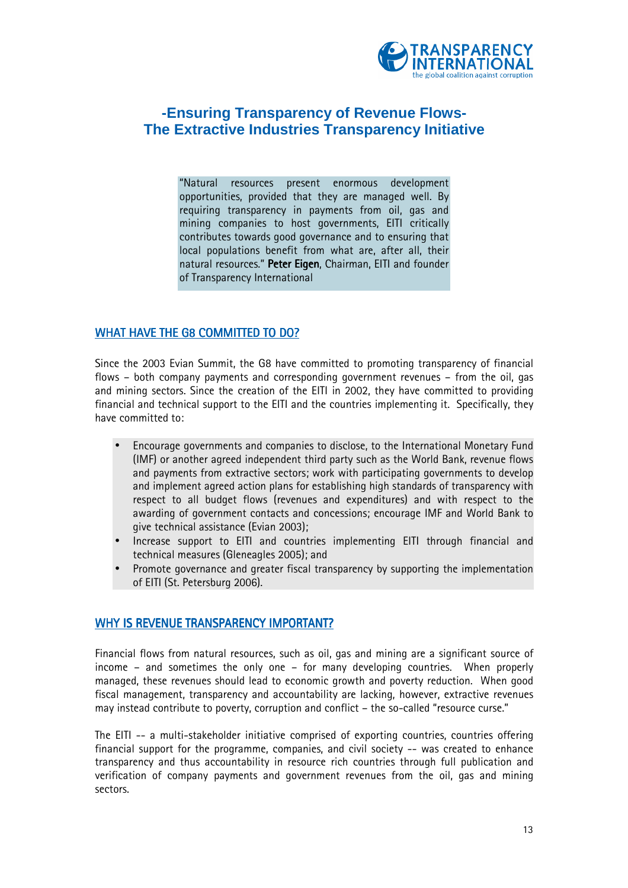## -Ensuring Transparency of Revenue Flows-
## The Extractive Industries Transparency Initiative

> "Natural resources present enormous development opportunities, provided that they are managed well. By requiring transparency in payments from oil, gas and mining companies to host governments, EITI critically contributes towards good governance and to ensuring that local populations benefit from what are, after all, their natural resources." **Peter Eigen**, Chairman, EITI and founder of Transparency International

### WHAT HAVE THE G8 COMMITTED TO DO?

Since the 2003 Evian Summit, the G8 have committed to promoting transparency of financial flows – both company payments and corresponding government revenues – from the oil, gas and mining sectors. Since the creation of the EITI in 2002, they have committed to providing financial and technical support to the EITI and the countries implementing it. Specifically, they have committed to:

- Encourage governments and companies to disclose, to the International Monetary Fund (IMF) or another agreed independent third party such as the World Bank, revenue flows and payments from extractive sectors; work with participating governments to develop and implement agreed action plans for establishing high standards of transparency with respect to all budget flows (revenues and expenditures) and with respect to the awarding of government contacts and concessions; encourage IMF and World Bank to give technical assistance (Evian 2003);
- Increase support to EITI and countries implementing EITI through financial and technical measures (Gleneagles 2005); and
- Promote governance and greater fiscal transparency by supporting the implementation of EITI (St. Petersburg 2006).

### WHY IS REVENUE TRANSPARENCY IMPORTANT?

Financial flows from natural resources, such as oil, gas and mining are a significant source of income – and sometimes the only one – for many developing countries. When properly managed, these revenues should lead to economic growth and poverty reduction. When good fiscal management, transparency and accountability are lacking, however, extractive revenues may instead contribute to poverty, corruption and conflict – the so-called "resource curse."

The EITI -- a multi-stakeholder initiative comprised of exporting countries, countries offering financial support for the programme, companies, and civil society -- was created to enhance transparency and thus accountability in resource rich countries through full publication and verification of company payments and government revenues from the oil, gas and mining sectors.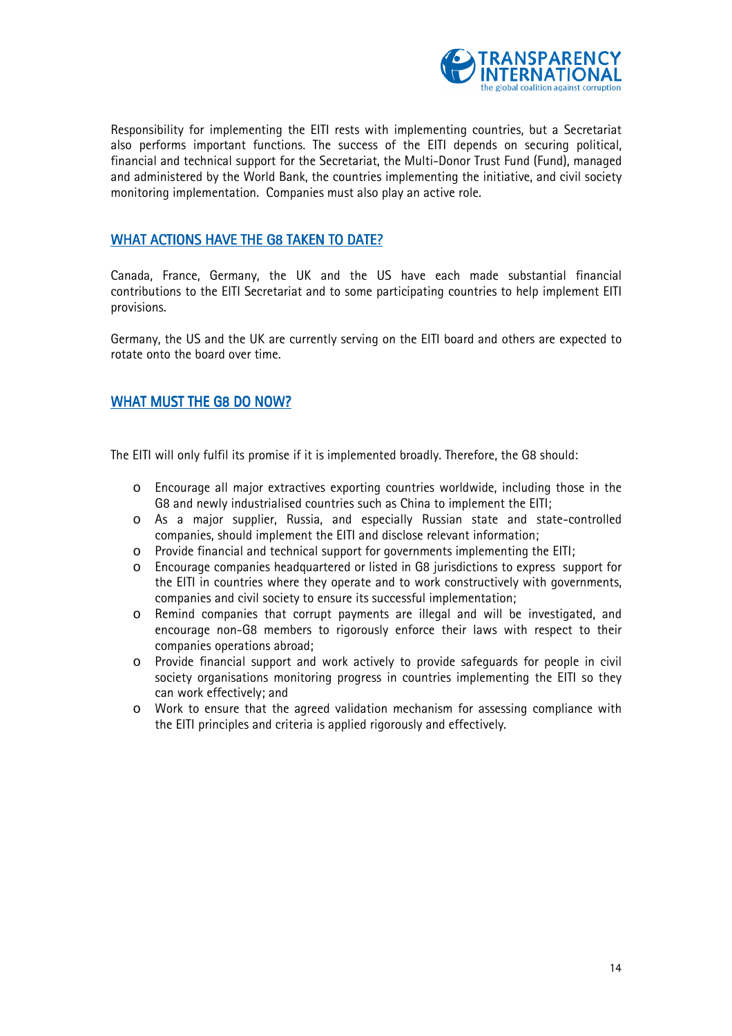Responsibility for implementing the EITI rests with implementing countries, but a Secretariat also performs important functions. The success of the EITI depends on securing political, financial and technical support for the Secretariat, the Multi-Donor Trust Fund (Fund), managed and administered by the World Bank, the countries implementing the initiative, and civil society monitoring implementation. Companies must also play an active role.

## WHAT ACTIONS HAVE THE G8 TAKEN TO DATE?

Canada, France, Germany, the UK and the US have each made substantial financial contributions to the EITI Secretariat and to some participating countries to help implement EITI provisions.

Germany, the US and the UK are currently serving on the EITI board and others are expected to rotate onto the board over time.

## WHAT MUST THE G8 DO NOW?

The EITI will only fulfil its promise if it is implemented broadly. Therefore, the G8 should:

- Encourage all major extractives exporting countries worldwide, including those in the G8 and newly industrialised countries such as China to implement the EITI;
- As a major supplier, Russia, and especially Russian state and state-controlled companies, should implement the EITI and disclose relevant information;
- Provide financial and technical support for governments implementing the EITI;
- Encourage companies headquartered or listed in G8 jurisdictions to express support for the EITI in countries where they operate and to work constructively with governments, companies and civil society to ensure its successful implementation;
- Remind companies that corrupt payments are illegal and will be investigated, and encourage non-G8 members to rigorously enforce their laws with respect to their companies operations abroad;
- Provide financial support and work actively to provide safeguards for people in civil society organisations monitoring progress in countries implementing the EITI so they can work effectively; and
- Work to ensure that the agreed validation mechanism for assessing compliance with the EITI principles and criteria is applied rigorously and effectively.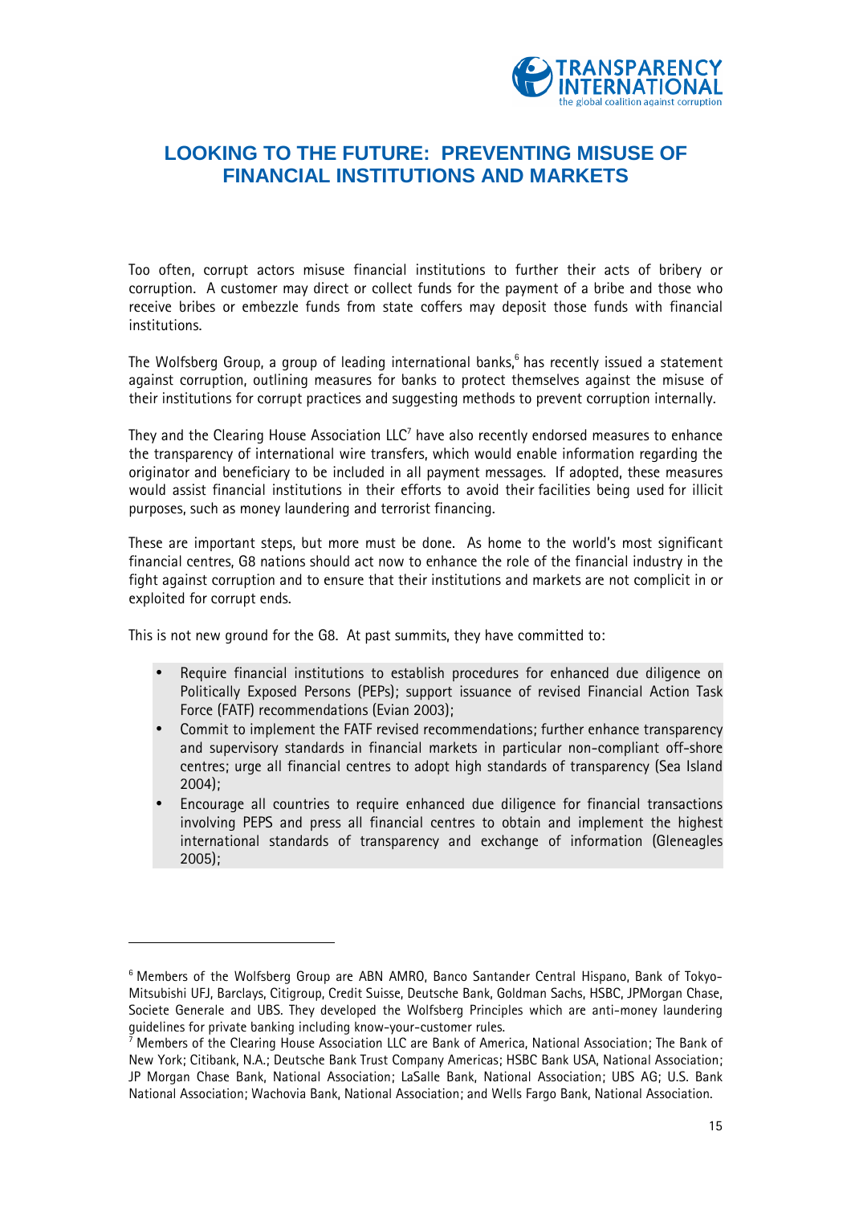# LOOKING TO THE FUTURE: PREVENTING MISUSE OF FINANCIAL INSTITUTIONS AND MARKETS

Too often, corrupt actors misuse financial institutions to further their acts of bribery or corruption. A customer may direct or collect funds for the payment of a bribe and those who receive bribes or embezzle funds from state coffers may deposit those funds with financial institutions.

The Wolfsberg Group, a group of leading international banks,[6] has recently issued a statement against corruption, outlining measures for banks to protect themselves against the misuse of their institutions for corrupt practices and suggesting methods to prevent corruption internally.

They and the Clearing House Association LLC[7] have also recently endorsed measures to enhance the transparency of international wire transfers, which would enable information regarding the originator and beneficiary to be included in all payment messages. If adopted, these measures would assist financial institutions in their efforts to avoid their facilities being used for illicit purposes, such as money laundering and terrorist financing.

These are important steps, but more must be done. As home to the world's most significant financial centres, G8 nations should act now to enhance the role of the financial industry in the fight against corruption and to ensure that their institutions and markets are not complicit in or exploited for corrupt ends.

This is not new ground for the G8. At past summits, they have committed to:

- Require financial institutions to establish procedures for enhanced due diligence on Politically Exposed Persons (PEPs); support issuance of revised Financial Action Task Force (FATF) recommendations (Evian 2003);
- Commit to implement the FATF revised recommendations; further enhance transparency and supervisory standards in financial markets in particular non-compliant off-shore centres; urge all financial centres to adopt high standards of transparency (Sea Island 2004);
- Encourage all countries to require enhanced due diligence for financial transactions involving PEPS and press all financial centres to obtain and implement the highest international standards of transparency and exchange of information (Gleneagles 2005);

---

[6] Members of the Wolfsberg Group are ABN AMRO, Banco Santander Central Hispano, Bank of Tokyo-Mitsubishi UFJ, Barclays, Citigroup, Credit Suisse, Deutsche Bank, Goldman Sachs, HSBC, JPMorgan Chase, Societe Generale and UBS. They developed the Wolfsberg Principles which are anti-money laundering guidelines for private banking including know-your-customer rules.

[7] Members of the Clearing House Association LLC are Bank of America, National Association; The Bank of New York; Citibank, N.A.; Deutsche Bank Trust Company Americas; HSBC Bank USA, National Association; JP Morgan Chase Bank, National Association; LaSalle Bank, National Association; UBS AG; U.S. Bank National Association; Wachovia Bank, National Association; and Wells Fargo Bank, National Association.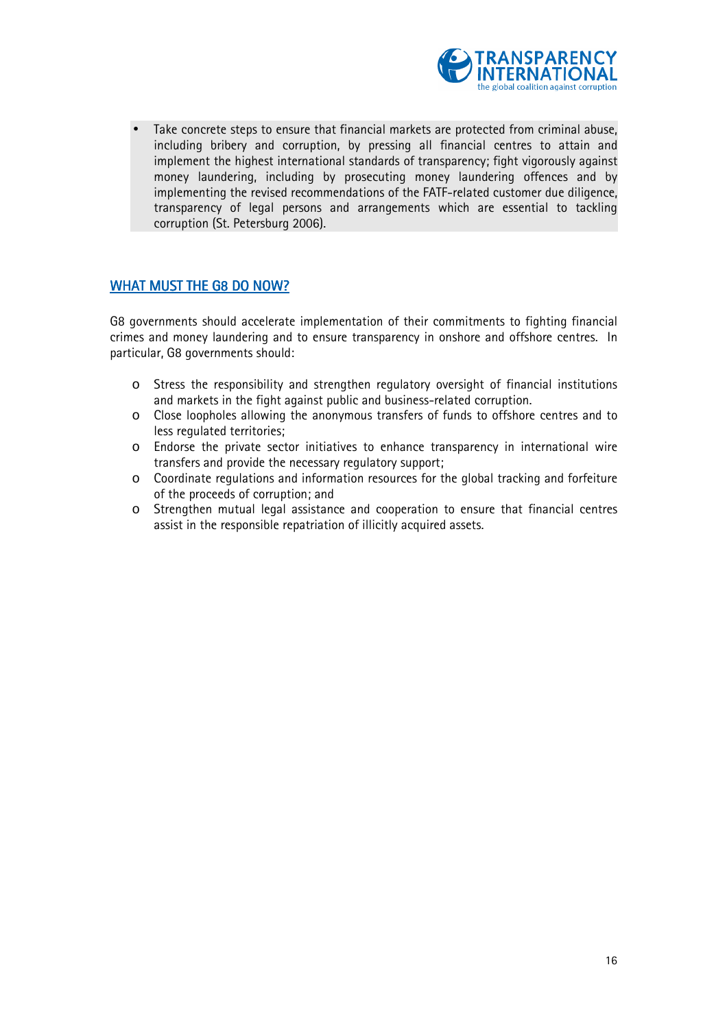- Take concrete steps to ensure that financial markets are protected from criminal abuse, including bribery and corruption, by pressing all financial centres to attain and implement the highest international standards of transparency; fight vigorously against money laundering, including by prosecuting money laundering offences and by implementing the revised recommendations of the FATF-related customer due diligence, transparency of legal persons and arrangements which are essential to tackling corruption (St. Petersburg 2006).

## WHAT MUST THE G8 DO NOW?

G8 governments should accelerate implementation of their commitments to fighting financial crimes and money laundering and to ensure transparency in onshore and offshore centres. In particular, G8 governments should:

- Stress the responsibility and strengthen regulatory oversight of financial institutions and markets in the fight against public and business-related corruption.
- Close loopholes allowing the anonymous transfers of funds to offshore centres and to less regulated territories;
- Endorse the private sector initiatives to enhance transparency in international wire transfers and provide the necessary regulatory support;
- Coordinate regulations and information resources for the global tracking and forfeiture of the proceeds of corruption; and
- Strengthen mutual legal assistance and cooperation to ensure that financial centres assist in the responsible repatriation of illicitly acquired assets.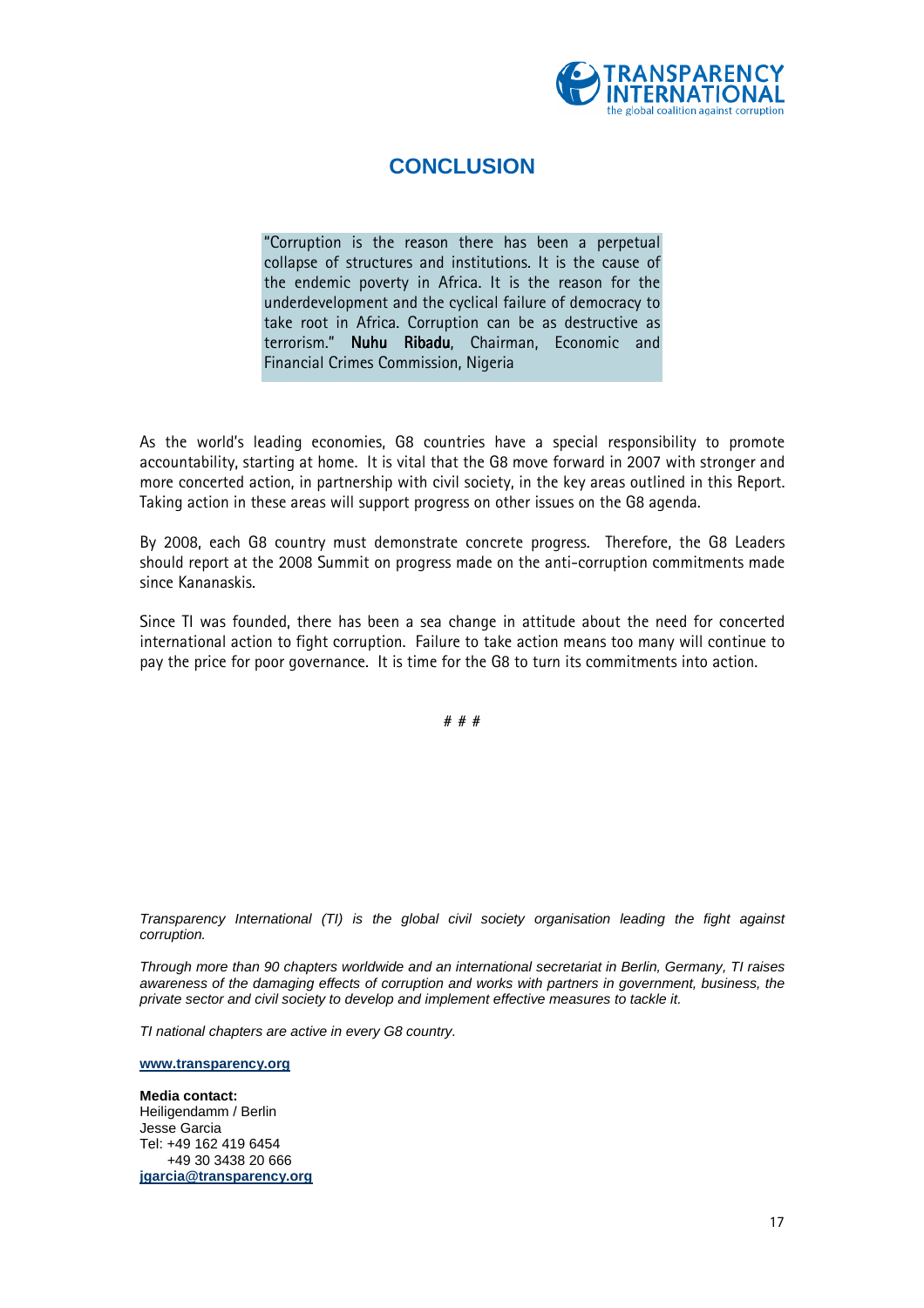# CONCLUSION

> "Corruption is the reason there has been a perpetual collapse of structures and institutions. It is the cause of the endemic poverty in Africa. It is the reason for the underdevelopment and the cyclical failure of democracy to take root in Africa. Corruption can be as destructive as terrorism." **Nuhu Ribadu**, Chairman, Economic and Financial Crimes Commission, Nigeria

As the world's leading economies, G8 countries have a special responsibility to promote accountability, starting at home. It is vital that the G8 move forward in 2007 with stronger and more concerted action, in partnership with civil society, in the key areas outlined in this Report. Taking action in these areas will support progress on other issues on the G8 agenda.

By 2008, each G8 country must demonstrate concrete progress. Therefore, the G8 Leaders should report at the 2008 Summit on progress made on the anti-corruption commitments made since Kananaskis.

Since TI was founded, there has been a sea change in attitude about the need for concerted international action to fight corruption. Failure to take action means too many will continue to pay the price for poor governance. It is time for the G8 to turn its commitments into action.

# # #

*Transparency International (TI) is the global civil society organisation leading the fight against corruption.*

*Through more than 90 chapters worldwide and an international secretariat in Berlin, Germany, TI raises awareness of the damaging effects of corruption and works with partners in government, business, the private sector and civil society to develop and implement effective measures to tackle it.*

*TI national chapters are active in every G8 country.*

**www.transparency.org**

**Media contact:**
Heiligendamm / Berlin
Jesse Garcia
Tel: +49 162 419 6454
+49 30 3438 20 666
**jgarcia@transparency.org**